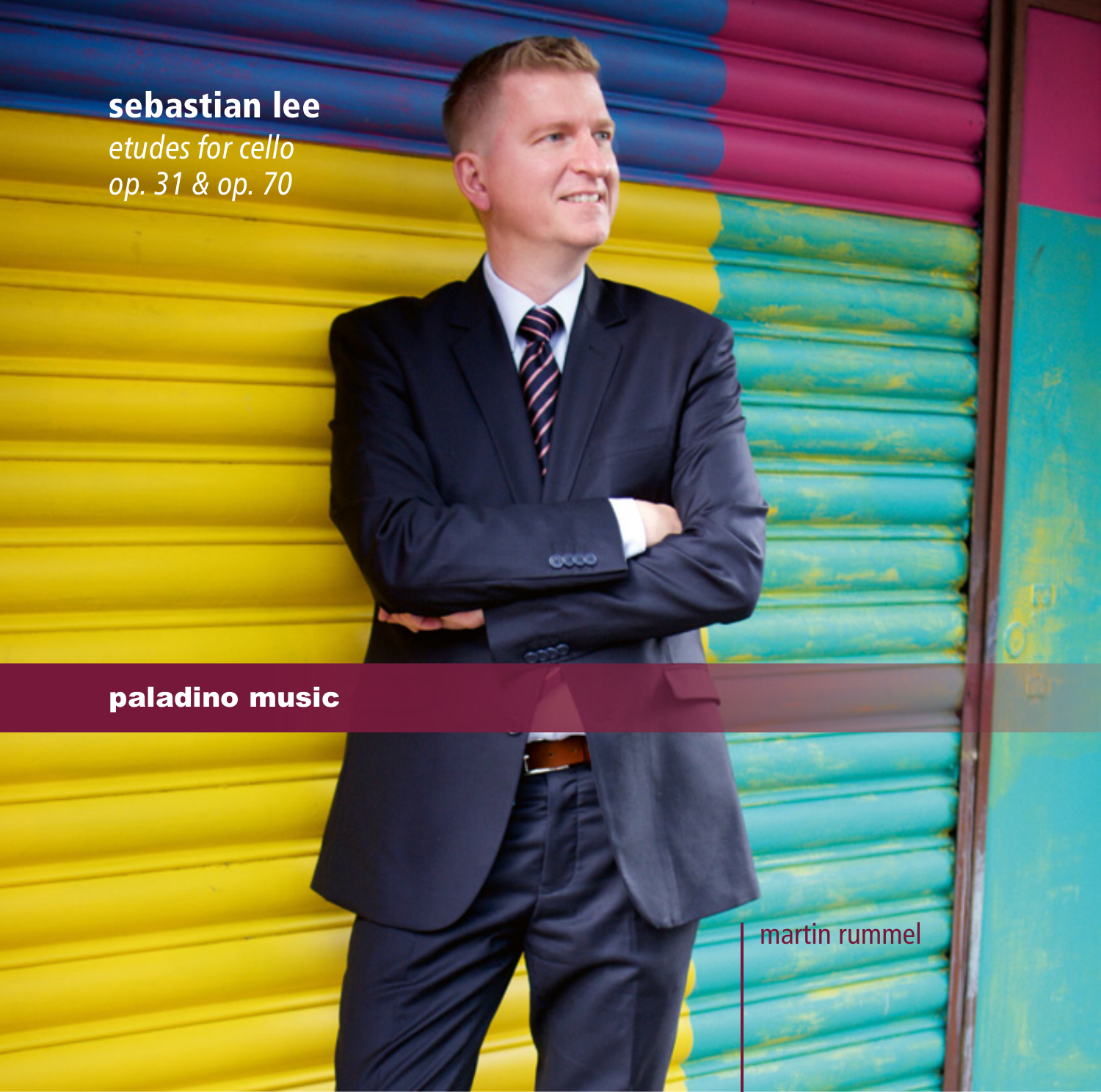# sebastian lee

*etudes for cello*
*op. 31 & op. 70*

**paladino music**

martin rummel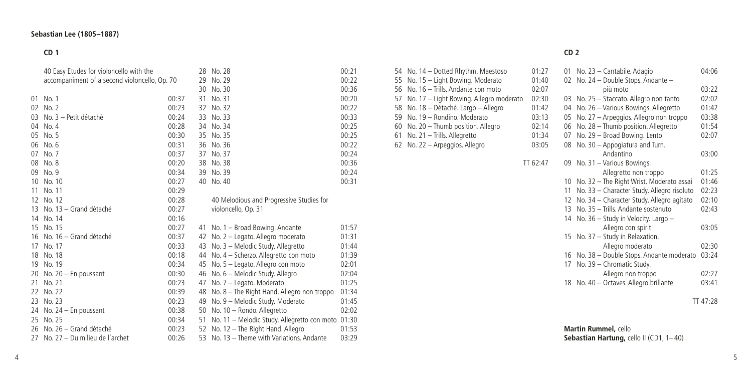**Sebastian Lee (1805–1887)**

**CD 1**

40 Easy Etudes for violoncello with the accompaniment of a second violoncello, Op. 70

| | | |
|---|---|---|
| 01 | No. 1 | 00:37 |
| 02 | No. 2 | 00:23 |
| 03 | No. 3 – Petit détaché | 00:24 |
| 04 | No. 4 | 00:28 |
| 05 | No. 5 | 00:30 |
| 06 | No. 6 | 00:31 |
| 07 | No. 7 | 00:37 |
| 08 | No. 8 | 00:20 |
| 09 | No. 9 | 00:34 |
| 10 | No. 10 | 00:27 |
| 11 | No. 11 | 00:29 |
| 12 | No. 12 | 00:28 |
| 13 | No. 13 – Grand détaché | 00:27 |
| 14 | No. 14 | 00:16 |
| 15 | No. 15 | 00:27 |
| 16 | No. 16 – Grand détaché | 00:37 |
| 17 | No. 17 | 00:33 |
| 18 | No. 18 | 00:18 |
| 19 | No. 19 | 00:34 |
| 20 | No. 20 – En poussant | 00:30 |
| 21 | No. 21 | 00:23 |
| 22 | No. 22 | 00:39 |
| 23 | No. 23 | 00:23 |
| 24 | No. 24 – En poussant | 00:38 |
| 25 | No. 25 | 00:34 |
| 26 | No. 26 – Grand détaché | 00:23 |
| 27 | No. 27 – Du milieu de l'archet | 00:26 |
| 28 | No. 28 | 00:21 |
| 29 | No. 29 | 00:22 |
| 30 | No. 30 | 00:36 |
| 31 | No. 31 | 00:20 |
| 32 | No. 32 | 00:22 |
| 33 | No. 33 | 00:33 |
| 34 | No. 34 | 00:25 |
| 35 | No. 35 | 00:25 |
| 36 | No. 36 | 00:22 |
| 37 | No. 37 | 00:24 |
| 38 | No. 38 | 00:36 |
| 39 | No. 39 | 00:24 |
| 40 | No. 40 | 00:31 |

40 Melodious and Progressive Studies for violoncello, Op. 31

| | | |
|---|---|---|
| 41 | No. 1 – Broad Bowing. Andante | 01:57 |
| 42 | No. 2 – Legato. Allegro moderato | 01:31 |
| 43 | No. 3 – Melodic Study. Allegretto | 01:44 |
| 44 | No. 4 – Scherzo. Allegretto con moto | 01:39 |
| 45 | No. 5 – Legato. Allegro con moto | 02:01 |
| 46 | No. 6 – Melodic Study. Allegro | 02:04 |
| 47 | No. 7 – Legato. Moderato | 01:25 |
| 48 | No. 8 – The Right Hand. Allegro non troppo | 01:34 |
| 49 | No. 9 – Melodic Study. Moderato | 01:45 |
| 50 | No. 10 – Rondo. Allegretto | 02:02 |
| 51 | No. 11 – Melodic Study. Allegretto con moto | 01:30 |
| 52 | No. 12 – The Right Hand. Allegro | 01:53 |
| 53 | No. 13 – Theme with Variations. Andante | 03:29 |
| 54 | No. 14 – Dotted Rhythm. Maestoso | 01:27 |
| 55 | No. 15 – Light Bowing. Moderato | 01:40 |
| 56 | No. 16 – Trills. Andante con moto | 02:07 |
| 57 | No. 17 – Light Bowing. Allegro moderato | 02:30 |
| 58 | No. 18 – Détaché. Largo – Allegro | 01:42 |
| 59 | No. 19 – Rondino. Moderato | 03:13 |
| 60 | No. 20 – Thumb position. Allegro | 02:14 |
| 61 | No. 21 – Trills. Allegretto | 01:34 |
| 62 | No. 22 – Arpeggios. Allegro | 03:05 |

TT 62:47

**CD 2**

| | | |
|---|---|---|
| 01 | No. 23 – Cantabile. Adagio | 04:06 |
| 02 | No. 24 – Double Stops. Andante – più moto | 03:22 |
| 03 | No. 25 – Staccato. Allegro non tanto | 02:02 |
| 04 | No. 26 – Various Bowings. Allegretto | 01:42 |
| 05 | No. 27 – Arpeggios. Allegro non troppo | 03:38 |
| 06 | No. 28 – Thumb position. Allegretto | 01:54 |
| 07 | No. 29 – Broad Bowing. Lento | 02:07 |
| 08 | No. 30 – Appogiatura and Turn. Andantino | 03:00 |
| 09 | No. 31 – Various Bowings. Allegretto non troppo | 01:25 |
| 10 | No. 32 – The Right Wrist. Moderato assai | 01:46 |
| 11 | No. 33 – Character Study. Allegro risoluto | 02:23 |
| 12 | No. 34 – Character Study. Allegro agitato | 02:10 |
| 13 | No. 35 – Trills. Andante sostenuto | 02:43 |
| 14 | No. 36 – Study in Velocity. Largo – Allegro con spirit | 03:05 |
| 15 | No. 37 – Study in Relaxation. Allegro moderato | 02:30 |
| 16 | No. 38 – Double Stops. Andante moderato | 03:24 |
| 17 | No. 39 – Chromatic Study. Allegro non troppo | 02:27 |
| 18 | No. 40 – Octaves. Allegro brillante | 03:41 |

TT 47:28

**Martin Rummel,** cello
**Sebastian Hartung,** cello II (CD1, 1–40)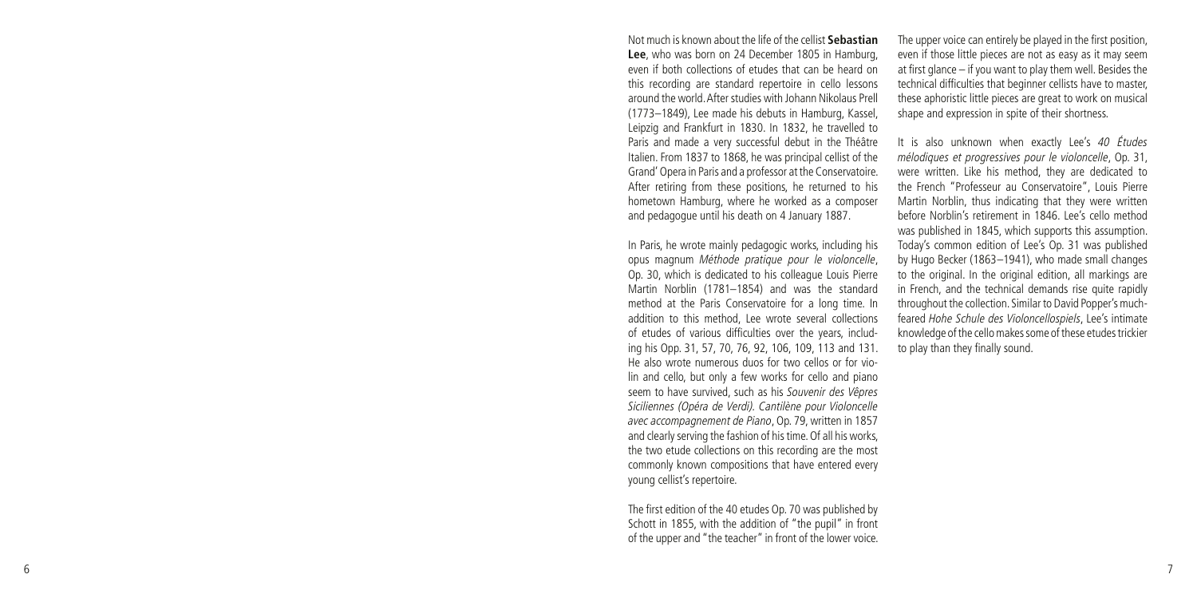Not much is known about the life of the cellist **Sebastian Lee**, who was born on 24 December 1805 in Hamburg, even if both collections of etudes that can be heard on this recording are standard repertoire in cello lessons around the world. After studies with Johann Nikolaus Prell (1773–1849), Lee made his debuts in Hamburg, Kassel, Leipzig and Frankfurt in 1830. In 1832, he travelled to Paris and made a very successful debut in the Théâtre Italien. From 1837 to 1868, he was principal cellist of the Grand' Opera in Paris and a professor at the Conservatoire. After retiring from these positions, he returned to his hometown Hamburg, where he worked as a composer and pedagogue until his death on 4 January 1887.

In Paris, he wrote mainly pedagogic works, including his opus magnum *Méthode pratique pour le violoncelle*, Op. 30, which is dedicated to his colleague Louis Pierre Martin Norblin (1781–1854) and was the standard method at the Paris Conservatoire for a long time. In addition to this method, Lee wrote several collections of etudes of various difficulties over the years, including his Opp. 31, 57, 70, 76, 92, 106, 109, 113 and 131. He also wrote numerous duos for two cellos or for violin and cello, but only a few works for cello and piano seem to have survived, such as his *Souvenir des Vêpres Siciliennes (Opéra de Verdi). Cantilène pour Violoncelle avec accompagnement de Piano*, Op. 79, written in 1857 and clearly serving the fashion of his time. Of all his works, the two etude collections on this recording are the most commonly known compositions that have entered every young cellist's repertoire.

The first edition of the 40 etudes Op. 70 was published by Schott in 1855, with the addition of "the pupil" in front of the upper and "the teacher" in front of the lower voice. The upper voice can entirely be played in the first position, even if those little pieces are not as easy as it may seem at first glance – if you want to play them well. Besides the technical difficulties that beginner cellists have to master, these aphoristic little pieces are great to work on musical shape and expression in spite of their shortness.

It is also unknown when exactly Lee's *40 Études mélodiques et progressives pour le violoncelle*, Op. 31, were written. Like his method, they are dedicated to the French "Professeur au Conservatoire", Louis Pierre Martin Norblin, thus indicating that they were written before Norblin's retirement in 1846. Lee's cello method was published in 1845, which supports this assumption. Today's common edition of Lee's Op. 31 was published by Hugo Becker (1863–1941), who made small changes to the original. In the original edition, all markings are in French, and the technical demands rise quite rapidly throughout the collection. Similar to David Popper's much-feared *Hohe Schule des Violoncellospiels*, Lee's intimate knowledge of the cello makes some of these etudes trickier to play than they finally sound.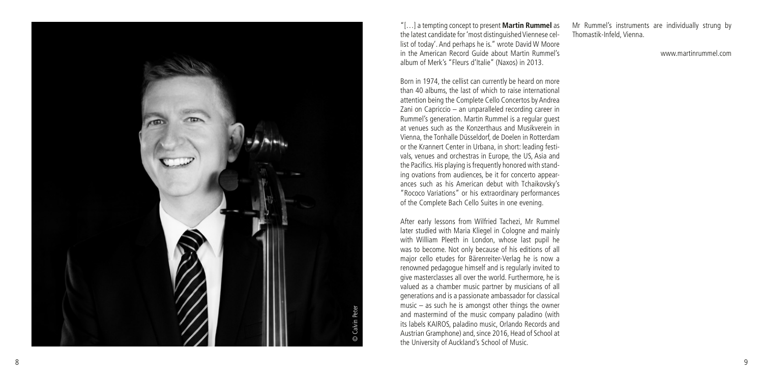"[…] a tempting concept to present **Martin Rummel** as the latest candidate for 'most distinguished Viennese cellist of today'. And perhaps he is." wrote David W Moore in the American Record Guide about Martin Rummel's album of Merk's "Fleurs d'Italie" (Naxos) in 2013.

Born in 1974, the cellist can currently be heard on more than 40 albums, the last of which to raise international attention being the Complete Cello Concertos by Andrea Zani on Capriccio – an unparalleled recording career in Rummel's generation. Martin Rummel is a regular guest at venues such as the Konzerthaus and Musikverein in Vienna, the Tonhalle Düsseldorf, de Doelen in Rotterdam or the Krannert Center in Urbana, in short: leading festivals, venues and orchestras in Europe, the US, Asia and the Pacifics. His playing is frequently honored with standing ovations from audiences, be it for concerto appearances such as his American debut with Tchaikovsky's "Rococo Variations" or his extraordinary performances of the Complete Bach Cello Suites in one evening.

After early lessons from Wilfried Tachezi, Mr Rummel later studied with Maria Kliegel in Cologne and mainly with William Pleeth in London, whose last pupil he was to become. Not only because of his editions of all major cello etudes for Bärenreiter-Verlag he is now a renowned pedagogue himself and is regularly invited to give masterclasses all over the world. Furthermore, he is valued as a chamber music partner by musicians of all generations and is a passionate ambassador for classical music – as such he is amongst other things the owner and mastermind of the music company paladino (with its labels KAIROS, paladino music, Orlando Records and Austrian Gramphone) and, since 2016, Head of School at the University of Auckland's School of Music.

Mr Rummel's instruments are individually strung by Thomastik-Infeld, Vienna.

www.martinrummel.com

© Calvin Peter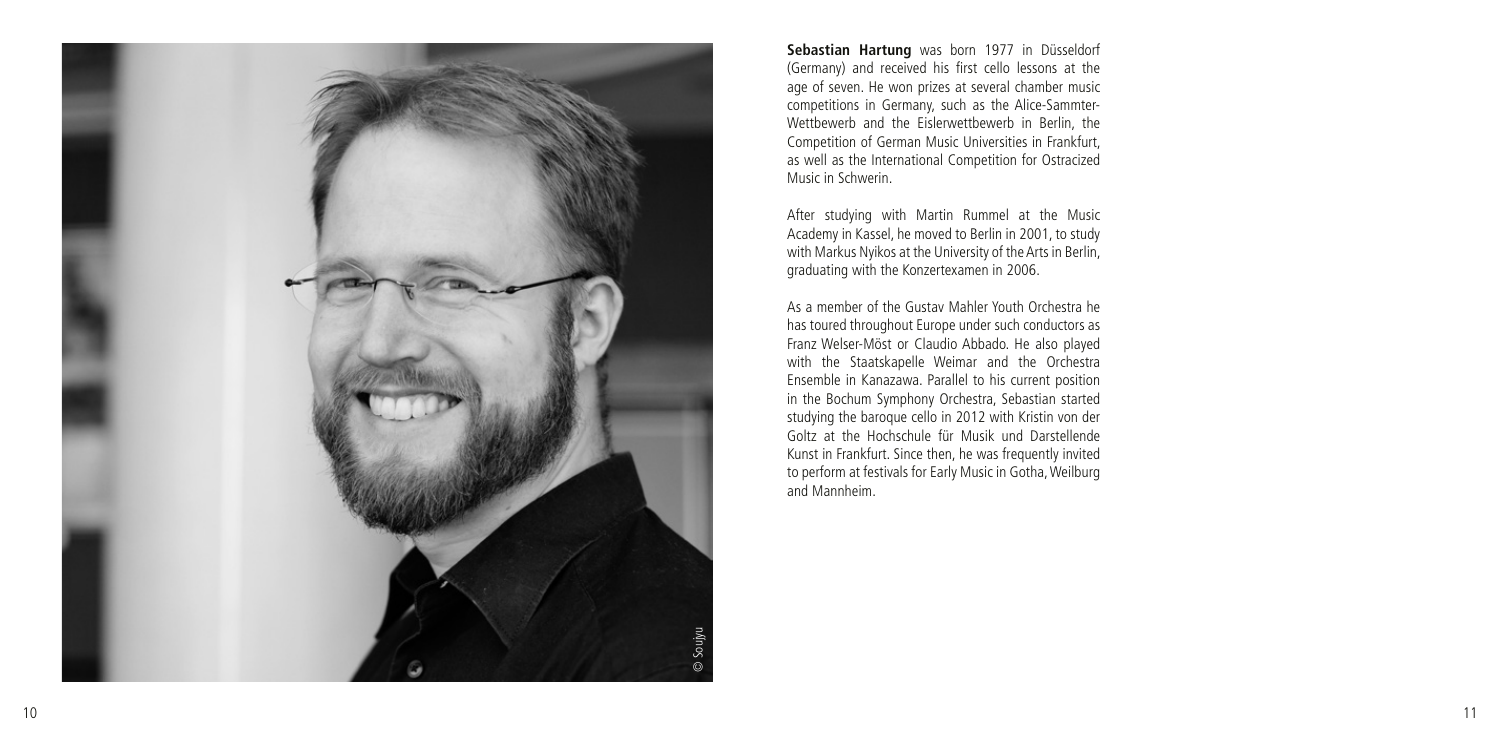**Sebastian Hartung** was born 1977 in Düsseldorf (Germany) and received his first cello lessons at the age of seven. He won prizes at several chamber music competitions in Germany, such as the Alice-Sammter-Wettbewerb and the Eislerwettbewerb in Berlin, the Competition of German Music Universities in Frankfurt, as well as the International Competition for Ostracized Music in Schwerin.

After studying with Martin Rummel at the Music Academy in Kassel, he moved to Berlin in 2001, to study with Markus Nyikos at the University of the Arts in Berlin, graduating with the Konzertexamen in 2006.

As a member of the Gustav Mahler Youth Orchestra he has toured throughout Europe under such conductors as Franz Welser-Möst or Claudio Abbado. He also played with the Staatskapelle Weimar and the Orchestra Ensemble in Kanazawa. Parallel to his current position in the Bochum Symphony Orchestra, Sebastian started studying the baroque cello in 2012 with Kristin von der Goltz at the Hochschule für Musik und Darstellende Kunst in Frankfurt. Since then, he was frequently invited to perform at festivals for Early Music in Gotha, Weilburg and Mannheim.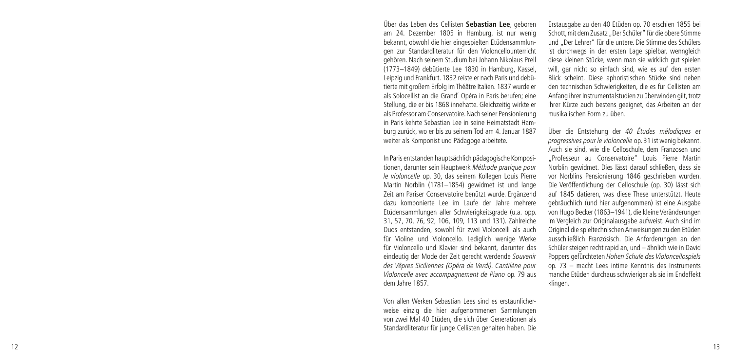Über das Leben des Cellisten **Sebastian Lee**, geboren am 24. Dezember 1805 in Hamburg, ist nur wenig bekannt, obwohl die hier eingespielten Etüdensammlungen zur Standardliteratur für den Violoncellounterricht gehören. Nach seinem Studium bei Johann Nikolaus Prell (1773–1849) debütierte Lee 1830 in Hamburg, Kassel, Leipzig und Frankfurt. 1832 reiste er nach Paris und debütierte mit großem Erfolg im Théâtre Italien. 1837 wurde er als Solocellist an die Grand' Opéra in Paris berufen; eine Stellung, die er bis 1868 innehatte. Gleichzeitig wirkte er als Professor am Conservatoire. Nach seiner Pensionierung in Paris kehrte Sebastian Lee in seine Heimatstadt Hamburg zurück, wo er bis zu seinem Tod am 4. Januar 1887 weiter als Komponist und Pädagoge arbeitete.

In Paris entstanden hauptsächlich pädagogische Kompositionen, darunter sein Hauptwerk *Méthode pratique pour le violoncelle* op. 30, das seinem Kollegen Louis Pierre Martin Norblin (1781–1854) gewidmet ist und lange Zeit am Pariser Conservatoire benützt wurde. Ergänzend dazu komponierte Lee im Laufe der Jahre mehrere Etüdensammlungen aller Schwierigkeitsgrade (u.a. opp. 31, 57, 70, 76, 92, 106, 109, 113 und 131). Zahlreiche Duos entstanden, sowohl für zwei Violoncelli als auch für Violine und Violoncello. Lediglich wenige Werke für Violoncello und Klavier sind bekannt, darunter das eindeutig der Mode der Zeit gerecht werdende *Souvenir des Vêpres Siciliennes (Opéra de Verdi). Cantilène pour Violoncelle avec accompagnement de Piano* op. 79 aus dem Jahre 1857.

Von allen Werken Sebastian Lees sind es erstaunlicherweise einzig die hier aufgenommenen Sammlungen von zwei Mal 40 Etüden, die sich über Generationen als Standardliteratur für junge Cellisten gehalten haben. Die Erstausgabe zu den 40 Etüden op. 70 erschien 1855 bei Schott, mit dem Zusatz „Der Schüler" für die obere Stimme und „Der Lehrer" für die untere. Die Stimme des Schülers ist durchwegs in der ersten Lage spielbar, wenngleich diese kleinen Stücke, wenn man sie wirklich gut spielen will, gar nicht so einfach sind, wie es auf den ersten Blick scheint. Diese aphoristischen Stücke sind neben den technischen Schwierigkeiten, die es für Cellisten am Anfang ihrer Instrumentalstudien zu überwinden gilt, trotz ihrer Kürze auch bestens geeignet, das Arbeiten an der musikalischen Form zu üben.

Über die Entstehung der *40 Études mélodiques et progressives pour le violoncelle* op. 31 ist wenig bekannt. Auch sie sind, wie die Celloschule, dem Franzosen und „Professeur au Conservatoire" Louis Pierre Martin Norblin gewidmet. Dies lässt darauf schließen, dass sie vor Norblins Pensionierung 1846 geschrieben wurden. Die Veröffentlichung der Celloschule (op. 30) lässt sich auf 1845 datieren, was diese These unterstützt. Heute gebräuchlich (und hier aufgenommen) ist eine Ausgabe von Hugo Becker (1863–1941), die kleine Veränderungen im Vergleich zur Originalausgabe aufweist. Auch sind im Original die spieltechnischen Anweisungen zu den Etüden ausschließlich Französisch. Die Anforderungen an den Schüler steigen recht rapid an, und – ähnlich wie in David Poppers gefürchteten *Hohen Schule des Violoncellospiels* op. 73 – macht Lees intime Kenntnis des Instruments manche Etüden durchaus schwieriger als sie im Endeffekt klingen.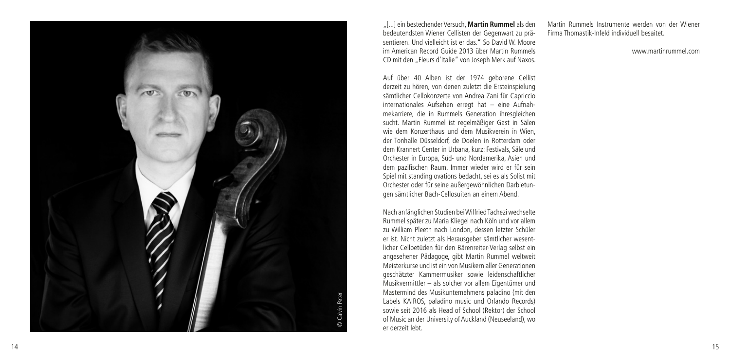„[...] ein bestechender Versuch, **Martin Rummel** als den bedeutendsten Wiener Cellisten der Gegenwart zu präsentieren. Und vielleicht ist er das." So David W. Moore im American Record Guide 2013 über Martin Rummels CD mit den „Fleurs d'Italie" von Joseph Merk auf Naxos.

Auf über 40 Alben ist der 1974 geborene Cellist derzeit zu hören, von denen zuletzt die Ersteinspielung sämtlicher Cellokonzerte von Andrea Zani für Capriccio internationales Aufsehen erregt hat – eine Aufnahmekarriere, die in Rummels Generation ihresgleichen sucht. Martin Rummel ist regelmäßiger Gast in Sälen wie dem Konzerthaus und dem Musikverein in Wien, der Tonhalle Düsseldorf, de Doelen in Rotterdam oder dem Krannert Center in Urbana, kurz: Festivals, Säle und Orchester in Europa, Süd- und Nordamerika, Asien und dem pazifischen Raum. Immer wieder wird er für sein Spiel mit standing ovations bedacht, sei es als Solist mit Orchester oder für seine außergewöhnlichen Darbietungen sämtlicher Bach-Cellosuiten an einem Abend.

Nach anfänglichen Studien bei Wilfried Tachezi wechselte Rummel später zu Maria Kliegel nach Köln und vor allem zu William Pleeth nach London, dessen letzter Schüler er ist. Nicht zuletzt als Herausgeber sämtlicher wesentlicher Celloetüden für den Bärenreiter-Verlag selbst ein angesehener Pädagoge, gibt Martin Rummel weltweit Meisterkurse und ist ein von Musikern aller Generationen geschätzter Kammermusiker sowie leidenschaftlicher Musikvermittler – als solcher vor allem Eigentümer und Mastermind des Musikunternehmens paladino (mit den Labels KAIROS, paladino music und Orlando Records) sowie seit 2016 als Head of School (Rektor) der School of Music an der University of Auckland (Neuseeland), wo er derzeit lebt.

Martin Rummels Instrumente werden von der Wiener Firma Thomastik-Infeld individuell besaitet.

www.martinrummel.com

© Calvin Peter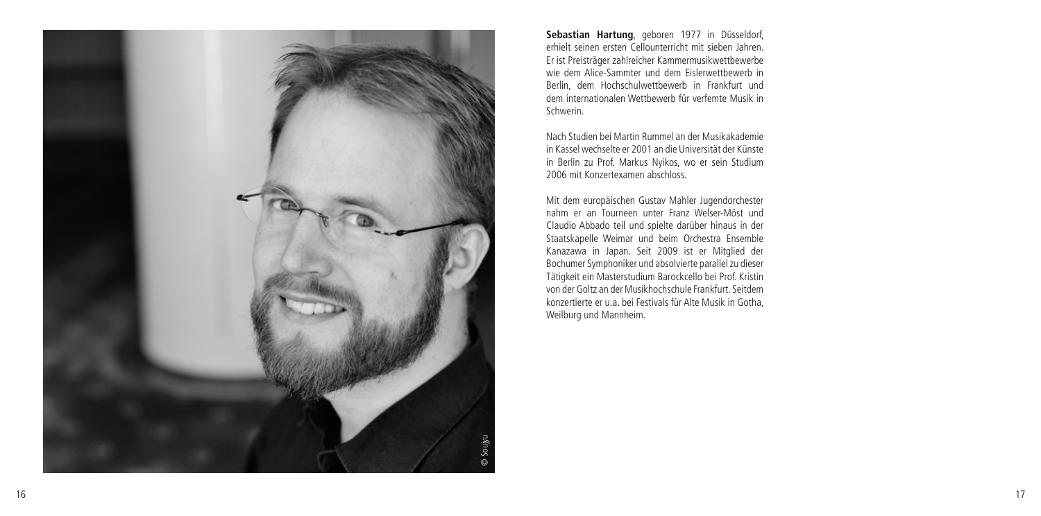**Sebastian Hartung**, geboren 1977 in Düsseldorf, erhielt seinen ersten Cellounterricht mit sieben Jahren. Er ist Preisträger zahlreicher Kammermusikwettbewerbe wie dem Alice-Sammter und dem Eislerwettbewerb in Berlin, dem Hochschulwettbewerb in Frankfurt und dem internationalen Wettbewerb für verfemte Musik in Schwerin.

Nach Studien bei Martin Rummel an der Musikakademie in Kassel wechselte er 2001 an die Universität der Künste in Berlin zu Prof. Markus Nyikos, wo er sein Studium 2006 mit Konzertexamen abschloss.

Mit dem europäischen Gustav Mahler Jugendorchester nahm er an Tourneen unter Franz Welser-Möst und Claudio Abbado teil und spielte darüber hinaus in der Staatskapelle Weimar und beim Orchestra Ensemble Kanazawa in Japan. Seit 2009 ist er Mitglied der Bochumer Symphoniker und absolvierte parallel zu dieser Tätigkeit ein Masterstudium Barockcello bei Prof. Kristin von der Goltz an der Musikhochschule Frankfurt. Seitdem konzertierte er u.a. bei Festivals für Alte Musik in Gotha, Weilburg und Mannheim.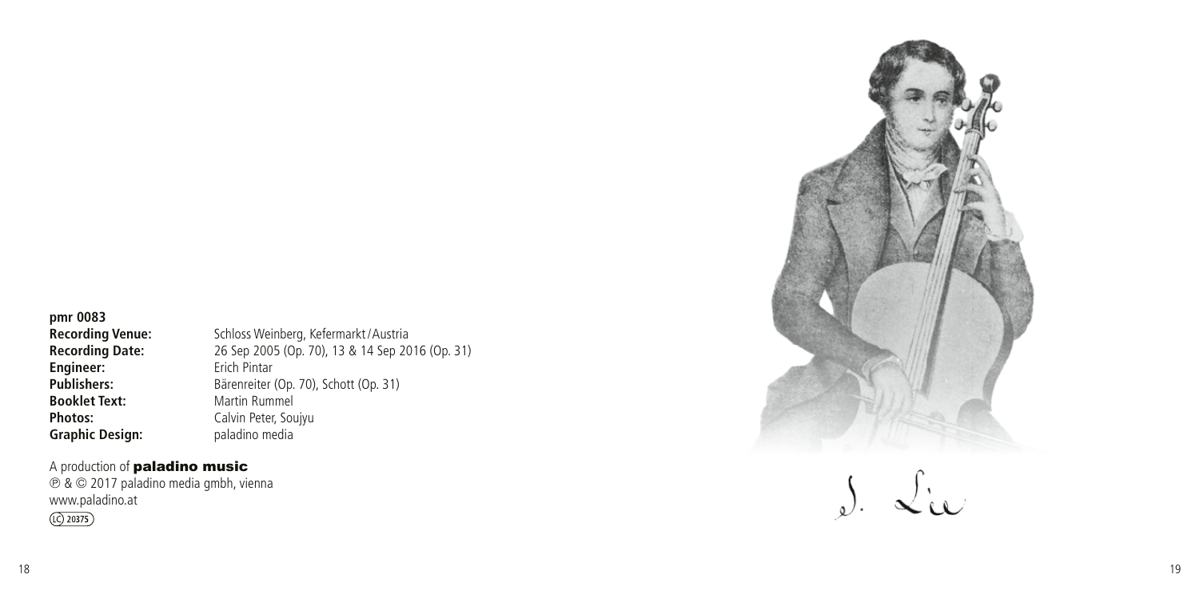**pmr 0083**

| | |
|---|---|
| **Recording Venue:** | Schloss Weinberg, Kefermarkt / Austria |
| **Recording Date:** | 26 Sep 2005 (Op. 70), 13 & 14 Sep 2016 (Op. 31) |
| **Engineer:** | Erich Pintar |
| **Publishers:** | Bärenreiter (Op. 70), Schott (Op. 31) |
| **Booklet Text:** | Martin Rummel |
| **Photos:** | Calvin Peter, Soujyu |
| **Graphic Design:** | paladino media |

A production of **paladino music**
℗ & © 2017 paladino media gmbh, vienna
www.paladino.at
LC 20375